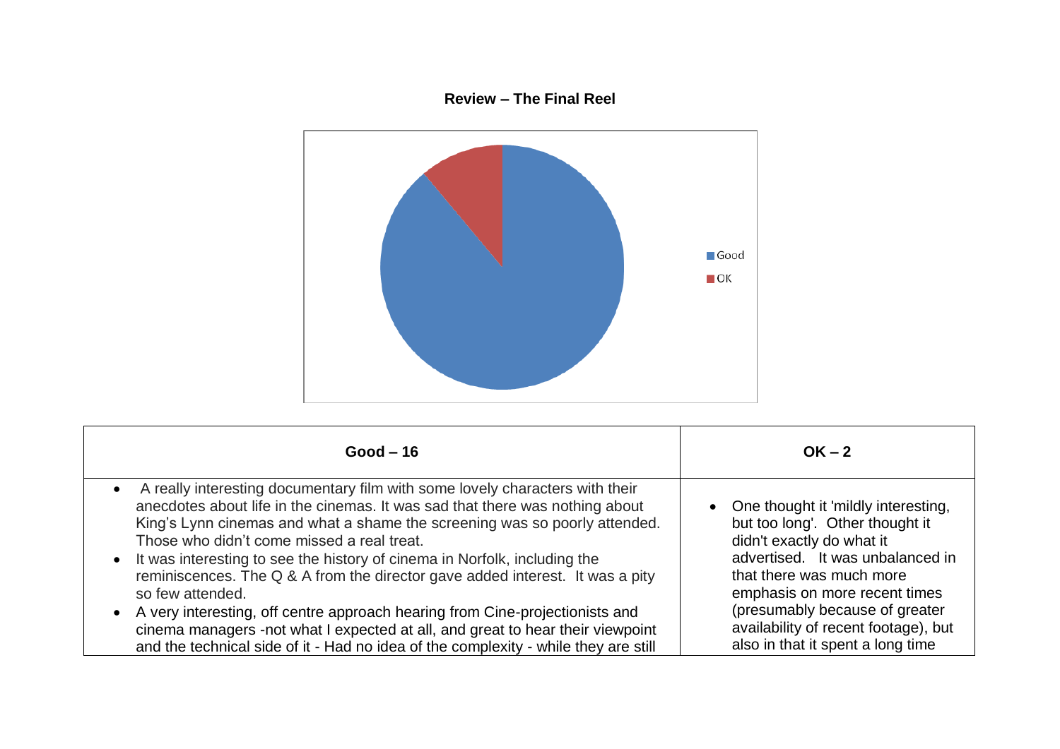**Review – The Final Reel**

Good
OK

| Good – 16 | OK – 2 |
|---|---|
| • A really interesting documentary film with some lovely characters with their anecdotes about life in the cinemas. It was sad that there was nothing about King's Lynn cinemas and what a shame the screening was so poorly attended. Those who didn't come missed a real treat.<br>• It was interesting to see the history of cinema in Norfolk, including the reminiscences. The Q & A from the director gave added interest. It was a pity so few attended.<br>• A very interesting, off centre approach hearing from Cine-projectionists and cinema managers -not what I expected at all, and great to hear their viewpoint and the technical side of it - Had no idea of the complexity - while they are still | • One thought it 'mildly interesting, but too long'. Other thought it didn't exactly do what it advertised. It was unbalanced in that there was much more emphasis on more recent times (presumably because of greater availability of recent footage), but also in that it spent a long time |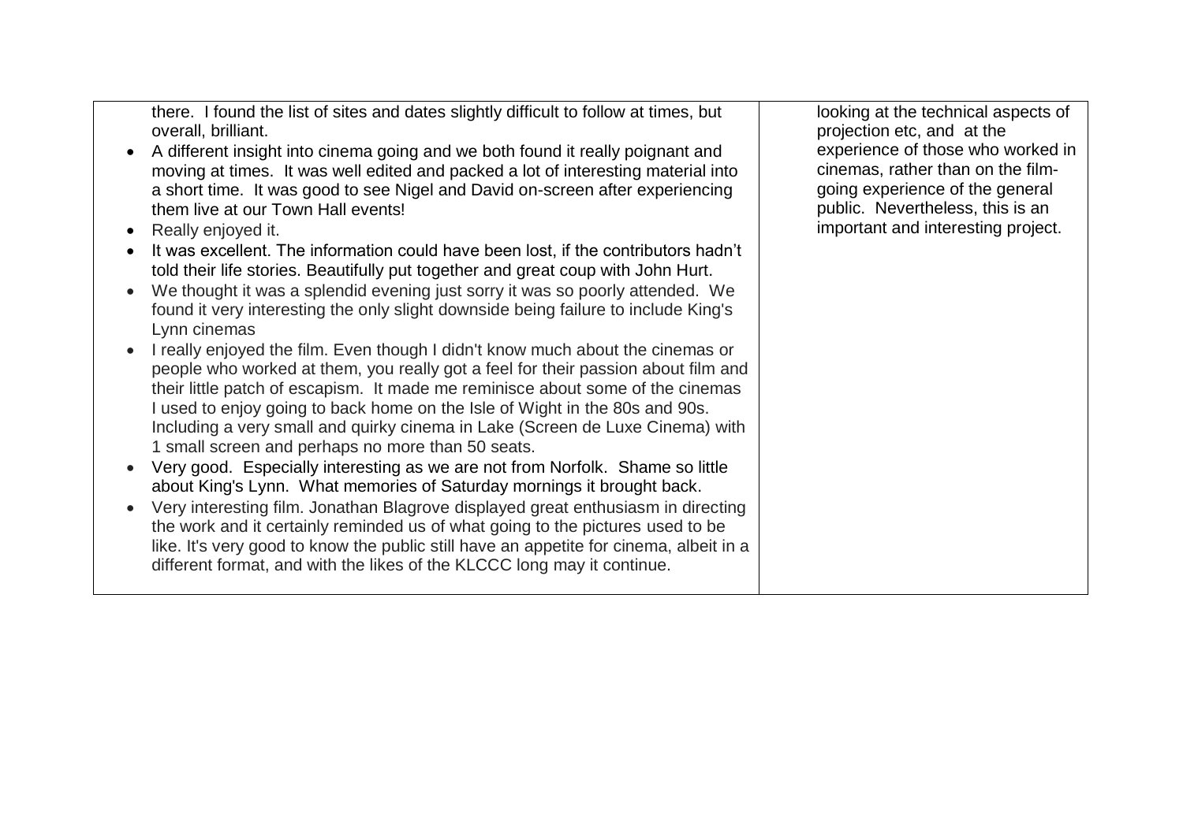| | |
|---|---|
| there. I found the list of sites and dates slightly difficult to follow at times, but overall, brilliant.<br>• A different insight into cinema going and we both found it really poignant and moving at times. It was well edited and packed a lot of interesting material into a short time. It was good to see Nigel and David on-screen after experiencing them live at our Town Hall events!<br>• Really enjoyed it.<br>• It was excellent. The information could have been lost, if the contributors hadn't told their life stories. Beautifully put together and great coup with John Hurt.<br>• We thought it was a splendid evening just sorry it was so poorly attended. We found it very interesting the only slight downside being failure to include King's Lynn cinemas<br>• I really enjoyed the film. Even though I didn't know much about the cinemas or people who worked at them, you really got a feel for their passion about film and their little patch of escapism. It made me reminisce about some of the cinemas I used to enjoy going to back home on the Isle of Wight in the 80s and 90s. Including a very small and quirky cinema in Lake (Screen de Luxe Cinema) with 1 small screen and perhaps no more than 50 seats.<br>• Very good. Especially interesting as we are not from Norfolk. Shame so little about King's Lynn. What memories of Saturday mornings it brought back.<br>• Very interesting film. Jonathan Blagrove displayed great enthusiasm in directing the work and it certainly reminded us of what going to the pictures used to be like. It's very good to know the public still have an appetite for cinema, albeit in a different format, and with the likes of the KLCCC long may it continue. | looking at the technical aspects of projection etc, and at the experience of those who worked in cinemas, rather than on the film-going experience of the general public. Nevertheless, this is an important and interesting project. |